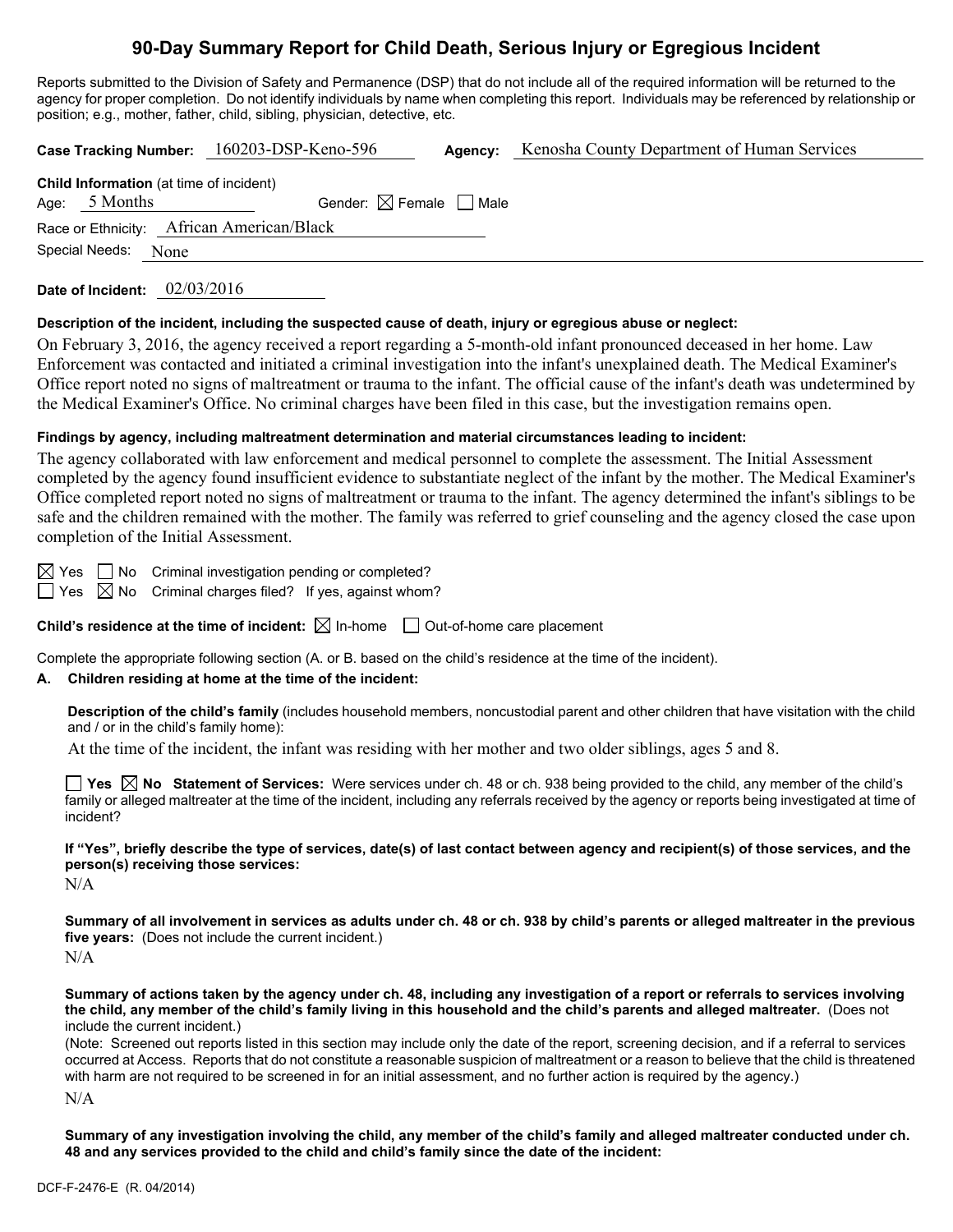# 90-Day Summary Report for Child Death, Serious Injury or Egregious Incident

Reports submitted to the Division of Safety and Permanence (DSP) that do not include all of the required information will be returned to the agency for proper completion. Do not identify individuals by name when completing this report. Individuals may be referenced by relationship or position; e.g., mother, father, child, sibling, physician, detective, etc.

**Case Tracking Number:** 160203-DSP-Keno-596 **Agency:** Kenosha County Department of Human Services

**Child Information** (at time of incident)

Age: 5 Months Gender: ☒ Female ☐ Male

Race or Ethnicity: African American/Black

Special Needs: None

**Date of Incident:** 02/03/2016

**Description of the incident, including the suspected cause of death, injury or egregious abuse or neglect:**

On February 3, 2016, the agency received a report regarding a 5-month-old infant pronounced deceased in her home. Law Enforcement was contacted and initiated a criminal investigation into the infant's unexplained death. The Medical Examiner's Office report noted no signs of maltreatment or trauma to the infant. The official cause of the infant's death was undetermined by the Medical Examiner's Office. No criminal charges have been filed in this case, but the investigation remains open.

**Findings by agency, including maltreatment determination and material circumstances leading to incident:**

The agency collaborated with law enforcement and medical personnel to complete the assessment. The Initial Assessment completed by the agency found insufficient evidence to substantiate neglect of the infant by the mother. The Medical Examiner's Office completed report noted no signs of maltreatment or trauma to the infant. The agency determined the infant's siblings to be safe and the children remained with the mother. The family was referred to grief counseling and the agency closed the case upon completion of the Initial Assessment.

☒ Yes ☐ No Criminal investigation pending or completed?

☐ Yes ☒ No Criminal charges filed? If yes, against whom?

**Child's residence at the time of incident:** ☒ In-home ☐ Out-of-home care placement

Complete the appropriate following section (A. or B. based on the child's residence at the time of the incident).

**A. Children residing at home at the time of the incident:**

**Description of the child's family** (includes household members, noncustodial parent and other children that have visitation with the child and / or in the child's family home):

At the time of the incident, the infant was residing with her mother and two older siblings, ages 5 and 8.

☐ **Yes** ☒ **No** **Statement of Services:** Were services under ch. 48 or ch. 938 being provided to the child, any member of the child's family or alleged maltreater at the time of the incident, including any referrals received by the agency or reports being investigated at time of incident?

**If "Yes", briefly describe the type of services, date(s) of last contact between agency and recipient(s) of those services, and the person(s) receiving those services:**

N/A

**Summary of all involvement in services as adults under ch. 48 or ch. 938 by child's parents or alleged maltreater in the previous five years:** (Does not include the current incident.)

N/A

**Summary of actions taken by the agency under ch. 48, including any investigation of a report or referrals to services involving the child, any member of the child's family living in this household and the child's parents and alleged maltreater.** (Does not include the current incident.)

(Note: Screened out reports listed in this section may include only the date of the report, screening decision, and if a referral to services occurred at Access. Reports that do not constitute a reasonable suspicion of maltreatment or a reason to believe that the child is threatened with harm are not required to be screened in for an initial assessment, and no further action is required by the agency.)

N/A

**Summary of any investigation involving the child, any member of the child's family and alleged maltreater conducted under ch. 48 and any services provided to the child and child's family since the date of the incident:**

DCF-F-2476-E (R. 04/2014)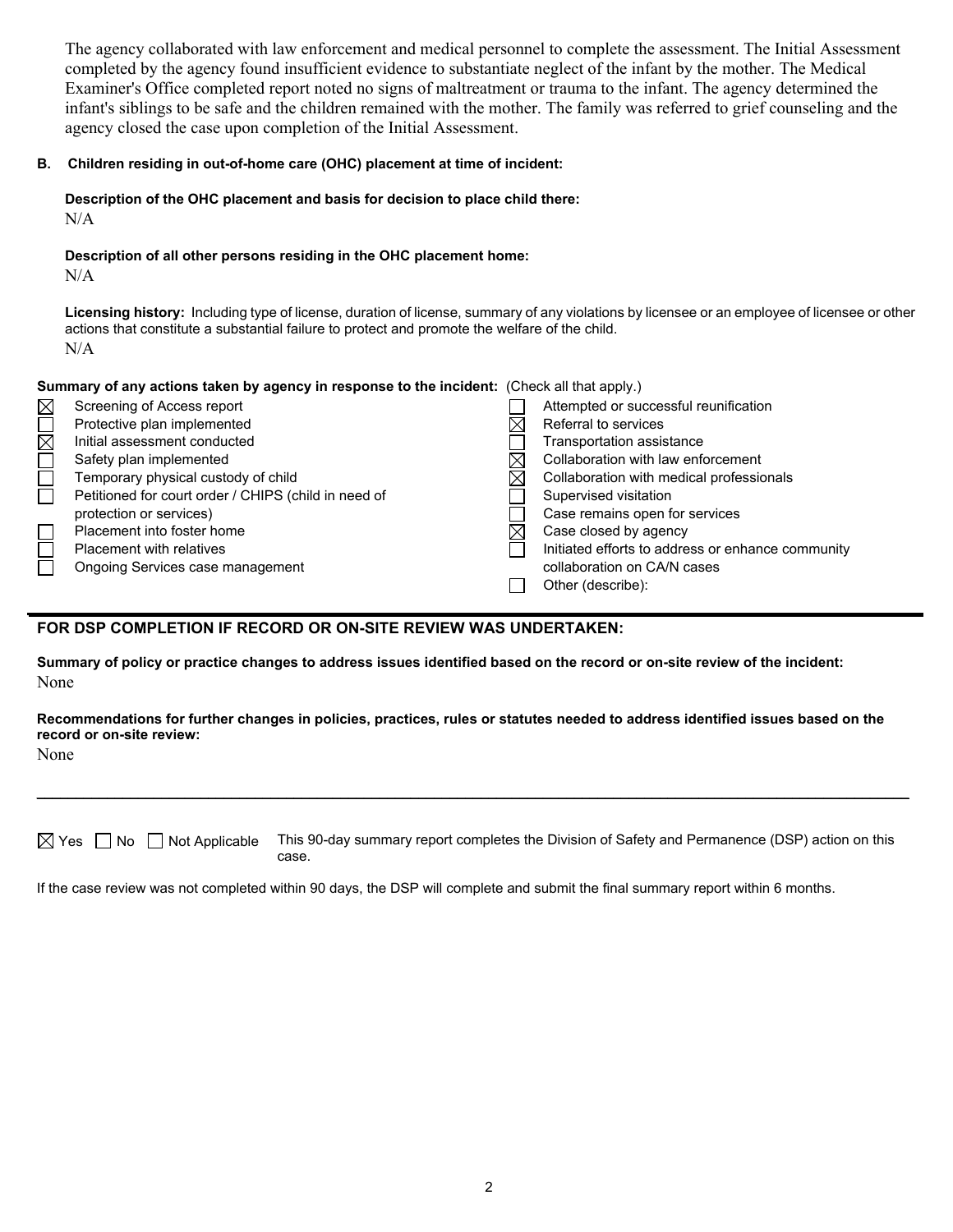The agency collaborated with law enforcement and medical personnel to complete the assessment. The Initial Assessment completed by the agency found insufficient evidence to substantiate neglect of the infant by the mother. The Medical Examiner's Office completed report noted no signs of maltreatment or trauma to the infant. The agency determined the infant's siblings to be safe and the children remained with the mother. The family was referred to grief counseling and the agency closed the case upon completion of the Initial Assessment.

**B. Children residing in out-of-home care (OHC) placement at time of incident:**

**Description of the OHC placement and basis for decision to place child there:**
N/A

**Description of all other persons residing in the OHC placement home:**
N/A

**Licensing history:** Including type of license, duration of license, summary of any violations by licensee or an employee of licensee or other actions that constitute a substantial failure to protect and promote the welfare of the child.
N/A

**Summary of any actions taken by agency in response to the incident:** (Check all that apply.)

- ☒ Screening of Access report
- ☐ Protective plan implemented
- ☒ Initial assessment conducted
- ☐ Safety plan implemented
- ☐ Temporary physical custody of child
- ☐ Petitioned for court order / CHIPS (child in need of protection or services)
- ☐ Placement into foster home
- ☐ Placement with relatives
- ☐ Ongoing Services case management
- ☐ Attempted or successful reunification
- ☒ Referral to services
- ☐ Transportation assistance
- ☒ Collaboration with law enforcement
- ☒ Collaboration with medical professionals
- ☐ Supervised visitation
- ☐ Case remains open for services
- ☒ Case closed by agency
- ☐ Initiated efforts to address or enhance community collaboration on CA/N cases
- ☐ Other (describe):

## FOR DSP COMPLETION IF RECORD OR ON-SITE REVIEW WAS UNDERTAKEN:

**Summary of policy or practice changes to address issues identified based on the record or on-site review of the incident:**
None

**Recommendations for further changes in policies, practices, rules or statutes needed to address identified issues based on the record or on-site review:**
None

---

☒ Yes ☐ No ☐ Not Applicable This 90-day summary report completes the Division of Safety and Permanence (DSP) action on this case.

If the case review was not completed within 90 days, the DSP will complete and submit the final summary report within 6 months.